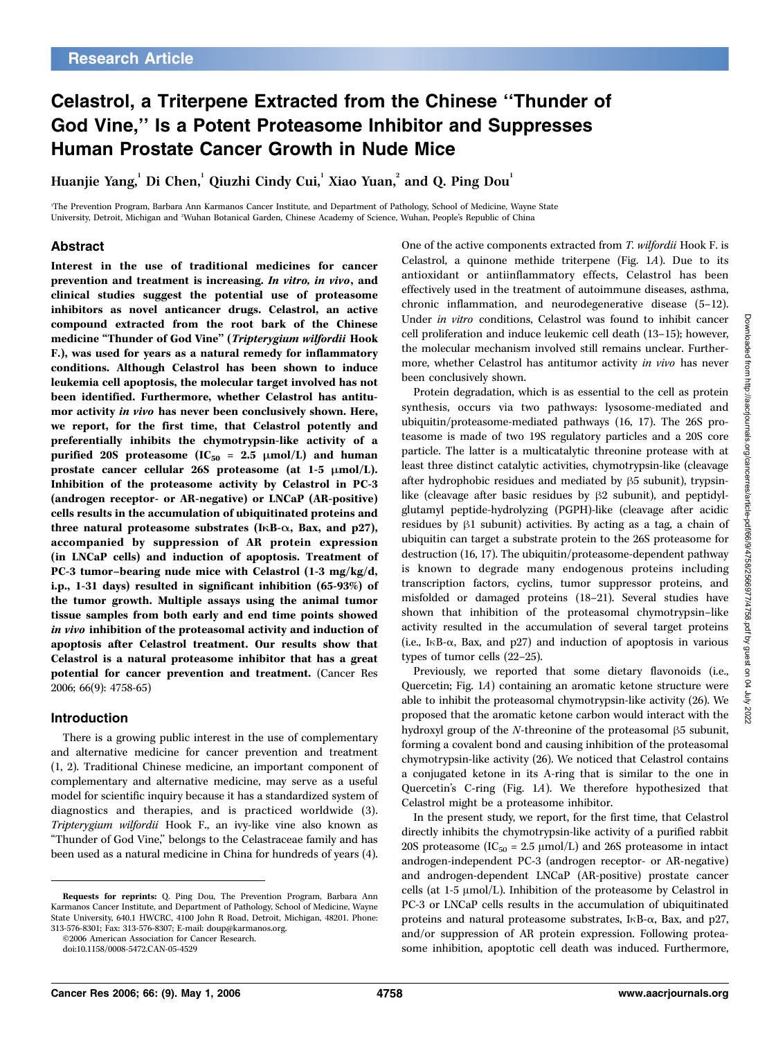Research Article

# Celastrol, a Triterpene Extracted from the Chinese "Thunder of God Vine," Is a Potent Proteasome Inhibitor and Suppresses Human Prostate Cancer Growth in Nude Mice

**Huanjie Yang,[1] Di Chen,[1] Qiuzhi Cindy Cui,[1] Xiao Yuan,[2] and Q. Ping Dou[1]**

[1]The Prevention Program, Barbara Ann Karmanos Cancer Institute, and Department of Pathology, School of Medicine, Wayne State University, Detroit, Michigan and [2]Wuhan Botanical Garden, Chinese Academy of Science, Wuhan, People's Republic of China

## Abstract

**Interest in the use of traditional medicines for cancer prevention and treatment is increasing. *In vitro*, *in vivo*, and clinical studies suggest the potential use of proteasome inhibitors as novel anticancer drugs. Celastrol, an active compound extracted from the root bark of the Chinese medicine "Thunder of God Vine" (*Tripterygium wilfordii* Hook F.), was used for years as a natural remedy for inflammatory conditions. Although Celastrol has been shown to induce leukemia cell apoptosis, the molecular target involved has not been identified. Furthermore, whether Celastrol has antitumor activity *in vivo* has never been conclusively shown. Here, we report, for the first time, that Celastrol potently and preferentially inhibits the chymotrypsin-like activity of a purified 20S proteasome ($IC_{50}$ = 2.5 μmol/L) and human prostate cancer cellular 26S proteasome (at 1-5 μmol/L). Inhibition of the proteasome activity by Celastrol in PC-3 (androgen receptor- or AR-negative) or LNCaP (AR-positive) cells results in the accumulation of ubiquitinated proteins and three natural proteasome substrates (IκB-α, Bax, and p27), accompanied by suppression of AR protein expression (in LNCaP cells) and induction of apoptosis. Treatment of PC-3 tumor–bearing nude mice with Celastrol (1-3 mg/kg/d, i.p., 1-31 days) resulted in significant inhibition (65-93%) of the tumor growth. Multiple assays using the animal tumor tissue samples from both early and end time points showed *in vivo* inhibition of the proteasomal activity and induction of apoptosis after Celastrol treatment. Our results show that Celastrol is a natural proteasome inhibitor that has a great potential for cancer prevention and treatment.** (Cancer Res 2006; 66(9): 4758-65)

## Introduction

There is a growing public interest in the use of complementary and alternative medicine for cancer prevention and treatment (1, 2). Traditional Chinese medicine, an important component of complementary and alternative medicine, may serve as a useful model for scientific inquiry because it has a standardized system of diagnostics and therapies, and is practiced worldwide (3). *Tripterygium wilfordii* Hook F., an ivy-like vine also known as "Thunder of God Vine," belongs to the Celastraceae family and has been used as a natural medicine in China for hundreds of years (4). One of the active components extracted from *T. wilfordii* Hook F. is Celastrol, a quinone methide triterpene (Fig. 1*A*). Due to its antioxidant and antiinflammatory effects, Celastrol has been effectively used in the treatment of autoimmune diseases, asthma, chronic inflammation, and neurodegenerative disease (5–12). Under *in vitro* conditions, Celastrol was found to inhibit cancer cell proliferation and induce leukemic cell death (13–15); however, the molecular mechanism involved still remains unclear. Furthermore, whether Celastrol has antitumor activity *in vivo* has never been conclusively shown.

Protein degradation, which is as essential to the cell as protein synthesis, occurs via two pathways: lysosome-mediated and ubiquitin/proteasome-mediated pathways (16, 17). The 26S proteasome is made of two 19S regulatory particles and a 20S core particle. The latter is a multicatalytic threonine protease with at least three distinct catalytic activities, chymotrypsin-like (cleavage after hydrophobic residues and mediated by β5 subunit), trypsin-like (cleavage after basic residues by β2 subunit), and peptidyl-glutamyl peptide-hydrolyzing (PGPH)-like (cleavage after acidic residues by β1 subunit) activities. By acting as a tag, a chain of ubiquitin can target a substrate protein to the 26S proteasome for destruction (16, 17). The ubiquitin/proteasome-dependent pathway is known to degrade many endogenous proteins including transcription factors, cyclins, tumor suppressor proteins, and misfolded or damaged proteins (18–21). Several studies have shown that inhibition of the proteasomal chymotrypsin–like activity resulted in the accumulation of several target proteins (i.e., IκB-α, Bax, and p27) and induction of apoptosis in various types of tumor cells (22–25).

Previously, we reported that some dietary flavonoids (i.e., Quercetin; Fig. 1*A*) containing an aromatic ketone structure were able to inhibit the proteasomal chymotrypsin-like activity (26). We proposed that the aromatic ketone carbon would interact with the hydroxyl group of the *N*-threonine of the proteasomal β5 subunit, forming a covalent bond and causing inhibition of the proteasomal chymotrypsin-like activity (26). We noticed that Celastrol contains a conjugated ketone in its A-ring that is similar to the one in Quercetin's C-ring (Fig. 1*A*). We therefore hypothesized that Celastrol might be a proteasome inhibitor.

In the present study, we report, for the first time, that Celastrol directly inhibits the chymotrypsin-like activity of a purified rabbit 20S proteasome ($IC_{50}$ = 2.5 μmol/L) and 26S proteasome in intact androgen-independent PC-3 (androgen receptor- or AR-negative) and androgen-dependent LNCaP (AR-positive) prostate cancer cells (at 1-5 μmol/L). Inhibition of the proteasome by Celastrol in PC-3 or LNCaP cells results in the accumulation of ubiquitinated proteins and natural proteasome substrates, IκB-α, Bax, and p27, and/or suppression of AR protein expression. Following proteasome inhibition, apoptotic cell death was induced. Furthermore,

**Requests for reprints:** Q. Ping Dou, The Prevention Program, Barbara Ann Karmanos Cancer Institute, and Department of Pathology, School of Medicine, Wayne State University, 640.1 HWCRC, 4100 John R Road, Detroit, Michigan, 48201. Phone: 313-576-8301; Fax: 313-576-8307; E-mail: doup@karmanos.org.

©2006 American Association for Cancer Research.

doi:10.1158/0008-5472.CAN-05-4529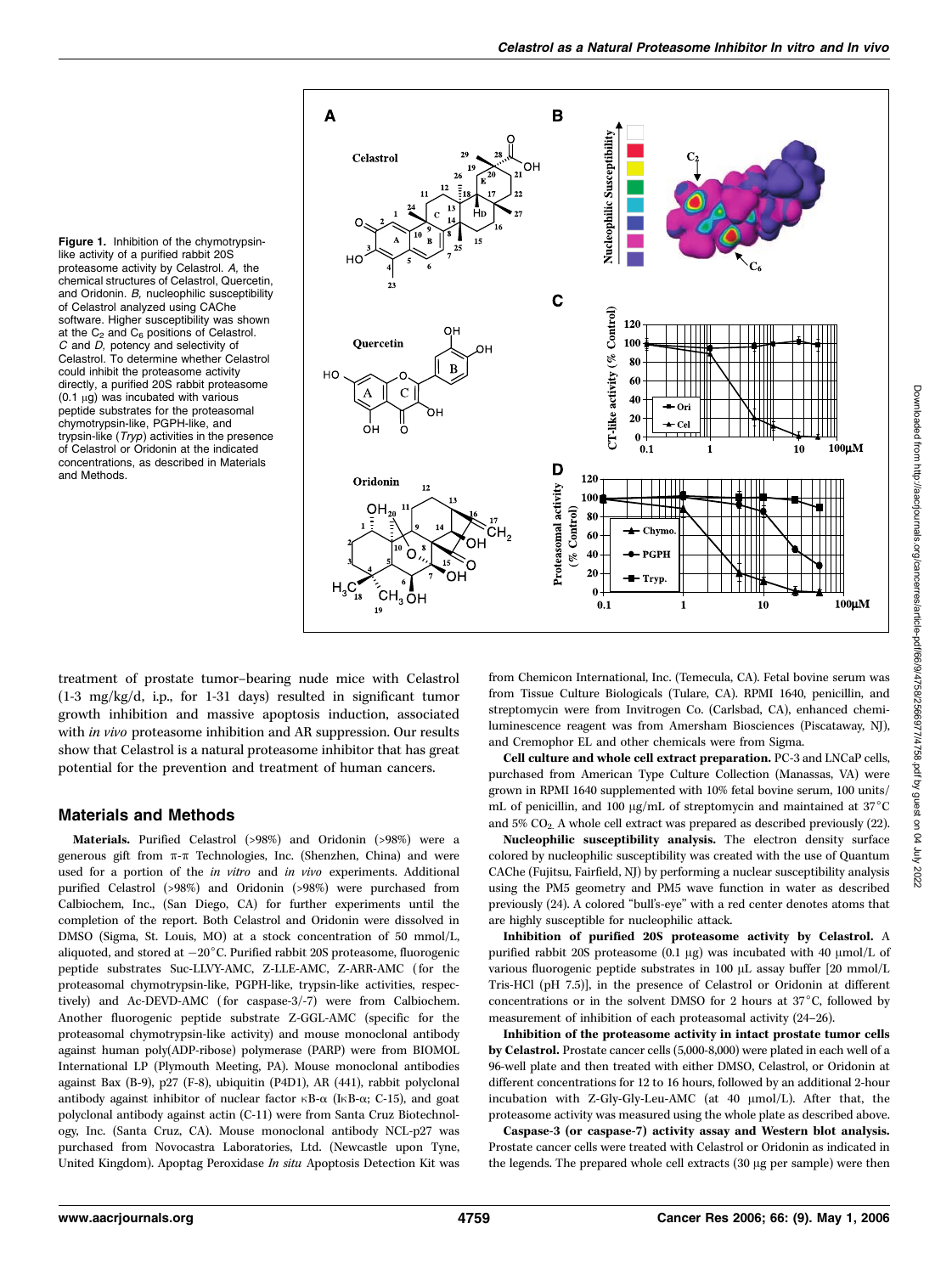**Figure 1.** Inhibition of the chymotrypsin-like activity of a purified rabbit 20S proteasome activity by Celastrol. *A,* the chemical structures of Celastrol, Quercetin, and Oridonin. *B,* nucleophilic susceptibility of Celastrol analyzed using CAChe software. Higher susceptibility was shown at the $C_2$ and $C_6$ positions of Celastrol. *C* and *D,* potency and selectivity of Celastrol. To determine whether Celastrol could inhibit the proteasome activity directly, a purified 20S rabbit proteasome (0.1 μg) was incubated with various peptide substrates for the proteasomal chymotrypsin-like, PGPH-like, and trypsin-like (*Tryp*) activities in the presence of Celastrol or Oridonin at the indicated concentrations, as described in Materials and Methods.

treatment of prostate tumor–bearing nude mice with Celastrol (1-3 mg/kg/d, i.p., for 1-31 days) resulted in significant tumor growth inhibition and massive apoptosis induction, associated with *in vivo* proteasome inhibition and AR suppression. Our results show that Celastrol is a natural proteasome inhibitor that has great potential for the prevention and treatment of human cancers.

## Materials and Methods

**Materials.** Purified Celastrol (>98%) and Oridonin (>98%) were a generous gift from π-π Technologies, Inc. (Shenzhen, China) and were used for a portion of the *in vitro* and *in vivo* experiments. Additional purified Celastrol (>98%) and Oridonin (>98%) were purchased from Calbiochem, Inc., (San Diego, CA) for further experiments until the completion of the report. Both Celastrol and Oridonin were dissolved in DMSO (Sigma, St. Louis, MO) at a stock concentration of 50 mmol/L, aliquoted, and stored at −20°C. Purified rabbit 20S proteasome, fluorogenic peptide substrates Suc-LLVY-AMC, Z-LLE-AMC, Z-ARR-AMC (for the proteasomal chymotrypsin-like, PGPH-like, trypsin-like activities, respectively) and Ac-DEVD-AMC (for caspase-3/-7) were from Calbiochem. Another fluorogenic peptide substrate Z-GGL-AMC (specific for the proteasomal chymotrypsin-like activity) and mouse monoclonal antibody against human poly(ADP-ribose) polymerase (PARP) were from BIOMOL International LP (Plymouth Meeting, PA). Mouse monoclonal antibodies against Bax (B-9), p27 (F-8), ubiquitin (P4D1), AR (441), rabbit polyclonal antibody against inhibitor of nuclear factor κB-α (IκB-α; C-15), and goat polyclonal antibody against actin (C-11) were from Santa Cruz Biotechnology, Inc. (Santa Cruz, CA). Mouse monoclonal antibody NCL-p27 was purchased from Novocastra Laboratories, Ltd. (Newcastle upon Tyne, United Kingdom). Apoptag Peroxidase *In situ* Apoptosis Detection Kit was from Chemicon International, Inc. (Temecula, CA). Fetal bovine serum was from Tissue Culture Biologicals (Tulare, CA). RPMI 1640, penicillin, and streptomycin were from Invitrogen Co. (Carlsbad, CA), enhanced chemiluminescence reagent was from Amersham Biosciences (Piscataway, NJ), and Cremophor EL and other chemicals were from Sigma.

**Cell culture and whole cell extract preparation.** PC-3 and LNCaP cells, purchased from American Type Culture Collection (Manassas, VA) were grown in RPMI 1640 supplemented with 10% fetal bovine serum, 100 units/mL of penicillin, and 100 μg/mL of streptomycin and maintained at 37°C and 5% $CO_2$. A whole cell extract was prepared as described previously (22).

**Nucleophilic susceptibility analysis.** The electron density surface colored by nucleophilic susceptibility was created with the use of Quantum CAChe (Fujitsu, Fairfield, NJ) by performing a nuclear susceptibility analysis using the PM5 geometry and PM5 wave function in water as described previously (24). A colored "bull's-eye" with a red center denotes atoms that are highly susceptible for nucleophilic attack.

**Inhibition of purified 20S proteasome activity by Celastrol.** A purified rabbit 20S proteasome (0.1 μg) was incubated with 40 μmol/L of various fluorogenic peptide substrates in 100 μL assay buffer [20 mmol/L Tris-HCl (pH 7.5)], in the presence of Celastrol or Oridonin at different concentrations or in the solvent DMSO for 2 hours at 37°C, followed by measurement of inhibition of each proteasomal activity (24–26).

**Inhibition of the proteasome activity in intact prostate tumor cells by Celastrol.** Prostate cancer cells (5,000-8,000) were plated in each well of a 96-well plate and then treated with either DMSO, Celastrol, or Oridonin at different concentrations for 12 to 16 hours, followed by an additional 2-hour incubation with Z-Gly-Gly-Leu-AMC (at 40 μmol/L). After that, the proteasome activity was measured using the whole plate as described above.

**Caspase-3 (or caspase-7) activity assay and Western blot analysis.** Prostate cancer cells were treated with Celastrol or Oridonin as indicated in the legends. The prepared whole cell extracts (30 μg per sample) were then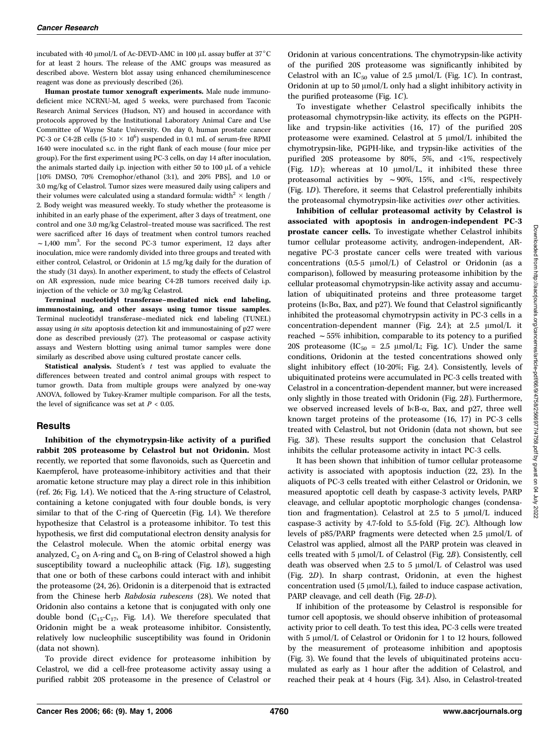incubated with 40 μmol/L of Ac-DEVD-AMC in 100 μL assay buffer at 37°C for at least 2 hours. The release of the AMC groups was measured as described above. Western blot assay using enhanced chemiluminescence reagent was done as previously described (26).

**Human prostate tumor xenograft experiments.** Male nude immunodeficient mice NCRNU-M, aged 5 weeks, were purchased from Taconic Research Animal Services (Hudson, NY) and housed in accordance with protocols approved by the Institutional Laboratory Animal Care and Use Committee of Wayne State University. On day 0, human prostate cancer PC-3 or C4-2B cells (5-10 × $10^6$) suspended in 0.1 mL of serum-free RPMI 1640 were inoculated s.c. in the right flank of each mouse (four mice per group). For the first experiment using PC-3 cells, on day 14 after inoculation, the animals started daily i.p. injection with either 50 to 100 μL of a vehicle [10% DMSO, 70% Cremophor/ethanol (3:1), and 20% PBS], and 1.0 or 3.0 mg/kg of Celastrol. Tumor sizes were measured daily using calipers and their volumes were calculated using a standard formula: width$^2$ × length / 2. Body weight was measured weekly. To study whether the proteasome is inhibited in an early phase of the experiment, after 3 days of treatment, one control and one 3.0 mg/kg Celastrol–treated mouse was sacrificed. The rest were sacrificed after 16 days of treatment when control tumors reached ~1,400 mm$^3$. For the second PC-3 tumor experiment, 12 days after inoculation, mice were randomly divided into three groups and treated with either control, Celastrol, or Oridonin at 1.5 mg/kg daily for the duration of the study (31 days). In another experiment, to study the effects of Celastrol on AR expression, nude mice bearing C4-2B tumors received daily i.p. injection of the vehicle or 3.0 mg/kg Celastrol.

**Terminal nucleotidyl transferase–mediated nick end labeling, immunostaining, and other assays using tumor tissue samples.** Terminal nucleotidyl transferase–mediated nick end labeling (TUNEL) assay using *in situ* apoptosis detection kit and immunostaining of p27 were done as described previously (27). The proteasomal or caspase activity assays and Western blotting using animal tumor samples were done similarly as described above using cultured prostate cancer cells.

**Statistical analysis.** Student's *t* test was applied to evaluate the differences between treated and control animal groups with respect to tumor growth. Data from multiple groups were analyzed by one-way ANOVA, followed by Tukey-Kramer multiple comparison. For all the tests, the level of significance was set at $P < 0.05$.

## Results

**Inhibition of the chymotrypsin-like activity of a purified rabbit 20S proteasome by Celastrol but not Oridonin.** Most recently, we reported that some flavonoids, such as Quercetin and Kaempferol, have proteasome-inhibitory activities and that their aromatic ketone structure may play a direct role in this inhibition (ref. 26; Fig. 1*A*). We noticed that the A-ring structure of Celastrol, containing a ketone conjugated with four double bonds, is very similar to that of the C-ring of Quercetin (Fig. 1*A*). We therefore hypothesize that Celastrol is a proteasome inhibitor. To test this hypothesis, we first did computational electron density analysis for the Celastrol molecule. When the atomic orbital energy was analyzed, $C_2$ on A-ring and $C_6$ on B-ring of Celastrol showed a high susceptibility toward a nucleophilic attack (Fig. 1*B*), suggesting that one or both of these carbons could interact with and inhibit the proteasome (24, 26). Oridonin is a diterpenoid that is extracted from the Chinese herb *Rabdosia rubescens* (28). We noted that Oridonin also contains a ketone that is conjugated with only one double bond ($C_{15}$-$C_{17}$, Fig. 1*A*). We therefore speculated that Oridonin might be a weak proteasome inhibitor. Consistently, relatively low nucleophilic susceptibility was found in Oridonin (data not shown).

To provide direct evidence for proteasome inhibition by Celastrol, we did a cell-free proteasome activity assay using a purified rabbit 20S proteasome in the presence of Celastrol or Oridonin at various concentrations. The chymotrypsin-like activity of the purified 20S proteasome was significantly inhibited by Celastrol with an $IC_{50}$ value of 2.5 μmol/L (Fig. 1*C*). In contrast, Oridonin at up to 50 μmol/L only had a slight inhibitory activity in the purified proteasome (Fig. 1*C*).

To investigate whether Celastrol specifically inhibits the proteasomal chymotrypsin-like activity, its effects on the PGPH-like and trypsin-like activities (16, 17) of the purified 20S proteasome were examined. Celastrol at 5 μmol/L inhibited the chymotrypsin-like, PGPH-like, and trypsin-like activities of the purified 20S proteasome by 80%, 5%, and <1%, respectively (Fig. 1*D*); whereas at 10 μmol/L, it inhibited these three proteasomal activities by ~90%, 15%, and <1%, respectively (Fig. 1*D*). Therefore, it seems that Celastrol preferentially inhibits the proteasomal chymotrypsin-like activities *over* other activities.

**Inhibition of cellular proteasomal activity by Celastrol is associated with apoptosis in androgen-independent PC-3 prostate cancer cells.** To investigate whether Celastrol inhibits tumor cellular proteasome activity, androgen-independent, AR-negative PC-3 prostate cancer cells were treated with various concentrations (0.5-5 μmol/L) of Celastrol or Oridonin (as a comparison), followed by measuring proteasome inhibition by the cellular proteasomal chymotrypsin-like activity assay and accumulation of ubiquitinated proteins and three proteasome target proteins (IκBα, Bax, and p27). We found that Celastrol significantly inhibited the proteasomal chymotrypsin activity in PC-3 cells in a concentration-dependent manner (Fig. 2*A*); at 2.5 μmol/L it reached ~55% inhibition, comparable to its potency to a purified 20S proteasome ($IC_{50}$ = 2.5 μmol/L; Fig. 1*C*). Under the same conditions, Oridonin at the tested concentrations showed only slight inhibitory effect (10-20%; Fig. 2*A*). Consistently, levels of ubiquitinated proteins were accumulated in PC-3 cells treated with Celastrol in a concentration-dependent manner, but were increased only slightly in those treated with Oridonin (Fig. 2*B*). Furthermore, we observed increased levels of IκB-α, Bax, and p27, three well known target proteins of the proteasome (16, 17) in PC-3 cells treated with Celastrol, but not Oridonin (data not shown, but see Fig. 3*B*). These results support the conclusion that Celastrol inhibits the cellular proteasome activity in intact PC-3 cells.

It has been shown that inhibition of tumor cellular proteasome activity is associated with apoptosis induction (22, 23). In the aliquots of PC-3 cells treated with either Celastrol or Oridonin, we measured apoptotic cell death by caspase-3 activity levels, PARP cleavage, and cellular apoptotic morphologic changes (condensation and fragmentation). Celastrol at 2.5 to 5 μmol/L induced caspase-3 activity by 4.7-fold to 5.5-fold (Fig. 2*C*). Although low levels of p85/PARP fragments were detected when 2.5 μmol/L of Celastrol was applied, almost all the PARP protein was cleaved in cells treated with 5 μmol/L of Celastrol (Fig. 2*B*). Consistently, cell death was observed when 2.5 to 5 μmol/L of Celastrol was used (Fig. 2*D*). In sharp contrast, Oridonin, at even the highest concentration used (5 μmol/L), failed to induce caspase activation, PARP cleavage, and cell death (Fig. 2*B-D*).

If inhibition of the proteasome by Celastrol is responsible for tumor cell apoptosis, we should observe inhibition of proteasomal activity prior to cell death. To test this idea, PC-3 cells were treated with 5 μmol/L of Celastrol or Oridonin for 1 to 12 hours, followed by the measurement of proteasome inhibition and apoptosis (Fig. 3). We found that the levels of ubiquitinated proteins accumulated as early as 1 hour after the addition of Celastrol, and reached their peak at 4 hours (Fig. 3*A*). Also, in Celastrol-treated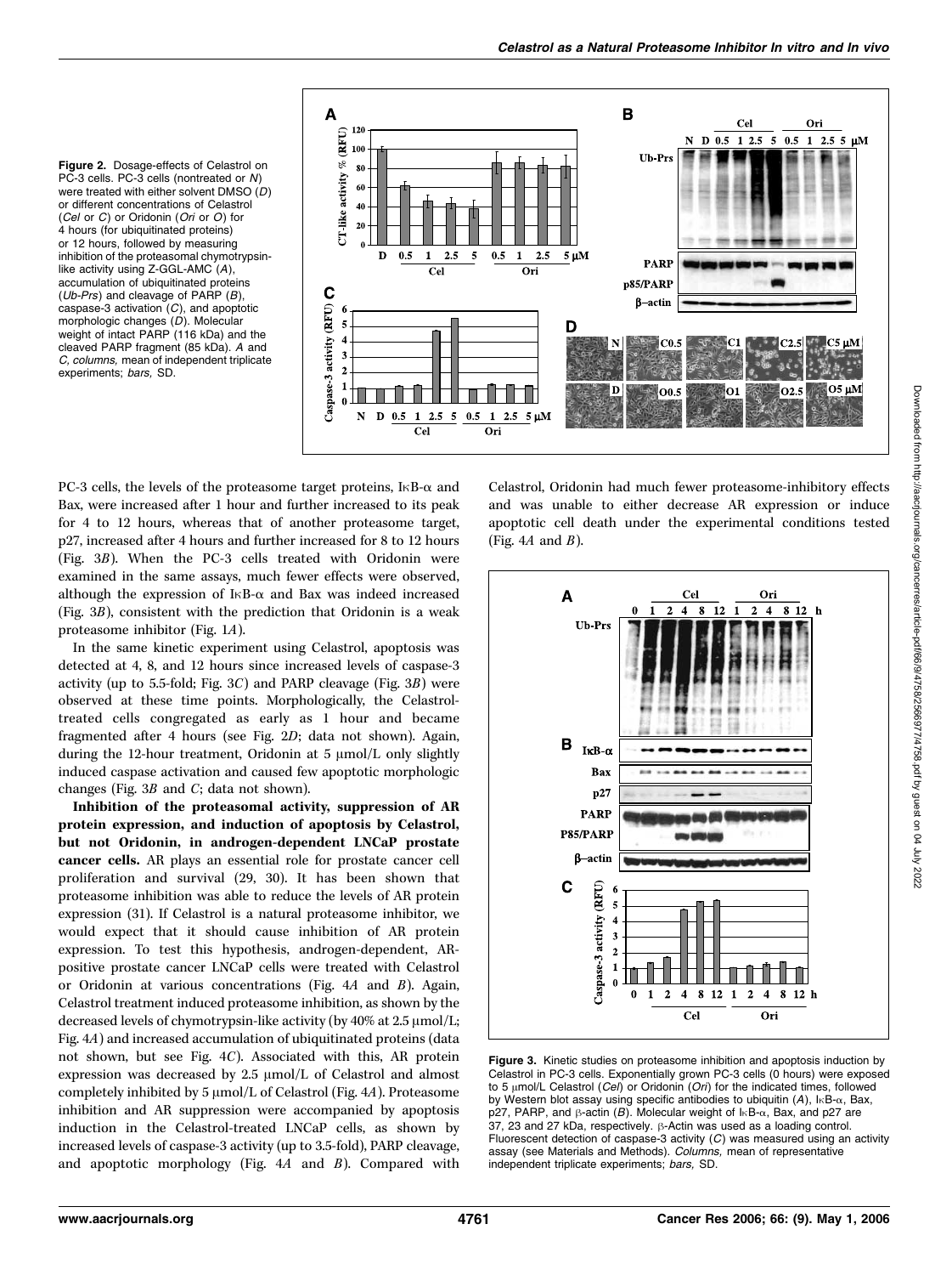**Figure 2.** Dosage-effects of Celastrol on PC-3 cells. PC-3 cells (nontreated or *N*) were treated with either solvent DMSO (*D*) or different concentrations of Celastrol (*Cel* or *C*) or Oridonin (*Ori* or *O*) for 4 hours (for ubiquitinated proteins) or 12 hours, followed by measuring inhibition of the proteasomal chymotrypsin-like activity using Z-GGL-AMC (*A*), accumulation of ubiquitinated proteins (*Ub-Prs*) and cleavage of PARP (*B*), caspase-3 activation (*C*), and apoptotic morphologic changes (*D*). Molecular weight of intact PARP (116 kDa) and the cleaved PARP fragment (85 kDa). *A* and *C, columns,* mean of independent triplicate experiments; *bars,* SD.

PC-3 cells, the levels of the proteasome target proteins, IκB-α and Bax, were increased after 1 hour and further increased to its peak for 4 to 12 hours, whereas that of another proteasome target, p27, increased after 4 hours and further increased for 8 to 12 hours (Fig. 3*B*). When the PC-3 cells treated with Oridonin were examined in the same assays, much fewer effects were observed, although the expression of IκB-α and Bax was indeed increased (Fig. 3*B*), consistent with the prediction that Oridonin is a weak proteasome inhibitor (Fig. 1*A*).

In the same kinetic experiment using Celastrol, apoptosis was detected at 4, 8, and 12 hours since increased levels of caspase-3 activity (up to 5.5-fold; Fig. 3*C*) and PARP cleavage (Fig. 3*B*) were observed at these time points. Morphologically, the Celastrol-treated cells congregated as early as 1 hour and became fragmented after 4 hours (see Fig. 2*D*; data not shown). Again, during the 12-hour treatment, Oridonin at 5 μmol/L only slightly induced caspase activation and caused few apoptotic morphologic changes (Fig. 3*B* and *C*; data not shown).

**Inhibition of the proteasomal activity, suppression of AR protein expression, and induction of apoptosis by Celastrol, but not Oridonin, in androgen-dependent LNCaP prostate cancer cells.** AR plays an essential role for prostate cancer cell proliferation and survival (29, 30). It has been shown that proteasome inhibition was able to reduce the levels of AR protein expression (31). If Celastrol is a natural proteasome inhibitor, we would expect that it should cause inhibition of AR protein expression. To test this hypothesis, androgen-dependent, AR-positive prostate cancer LNCaP cells were treated with Celastrol or Oridonin at various concentrations (Fig. 4*A* and *B*). Again, Celastrol treatment induced proteasome inhibition, as shown by the decreased levels of chymotrypsin-like activity (by 40% at 2.5 μmol/L; Fig. 4*A*) and increased accumulation of ubiquitinated proteins (data not shown, but see Fig. 4*C*). Associated with this, AR protein expression was decreased by 2.5 μmol/L of Celastrol and almost completely inhibited by 5 μmol/L of Celastrol (Fig. 4*A*). Proteasome inhibition and AR suppression were accompanied by apoptosis induction in the Celastrol-treated LNCaP cells, as shown by increased levels of caspase-3 activity (up to 3.5-fold), PARP cleavage, and apoptotic morphology (Fig. 4*A* and *B*). Compared with Celastrol, Oridonin had much fewer proteasome-inhibitory effects and was unable to either decrease AR expression or induce apoptotic cell death under the experimental conditions tested (Fig. 4*A* and *B*).

**Figure 3.** Kinetic studies on proteasome inhibition and apoptosis induction by Celastrol in PC-3 cells. Exponentially grown PC-3 cells (0 hours) were exposed to 5 μmol/L Celastrol (*Cel*) or Oridonin (*Ori*) for the indicated times, followed by Western blot assay using specific antibodies to ubiquitin (*A*), IκB-α, Bax, p27, PARP, and β-actin (*B*). Molecular weight of IκB-α, Bax, and p27 are 37, 23 and 27 kDa, respectively. β-Actin was used as a loading control. Fluorescent detection of caspase-3 activity (*C*) was measured using an activity assay (see Materials and Methods). *Columns,* mean of representative independent triplicate experiments; *bars,* SD.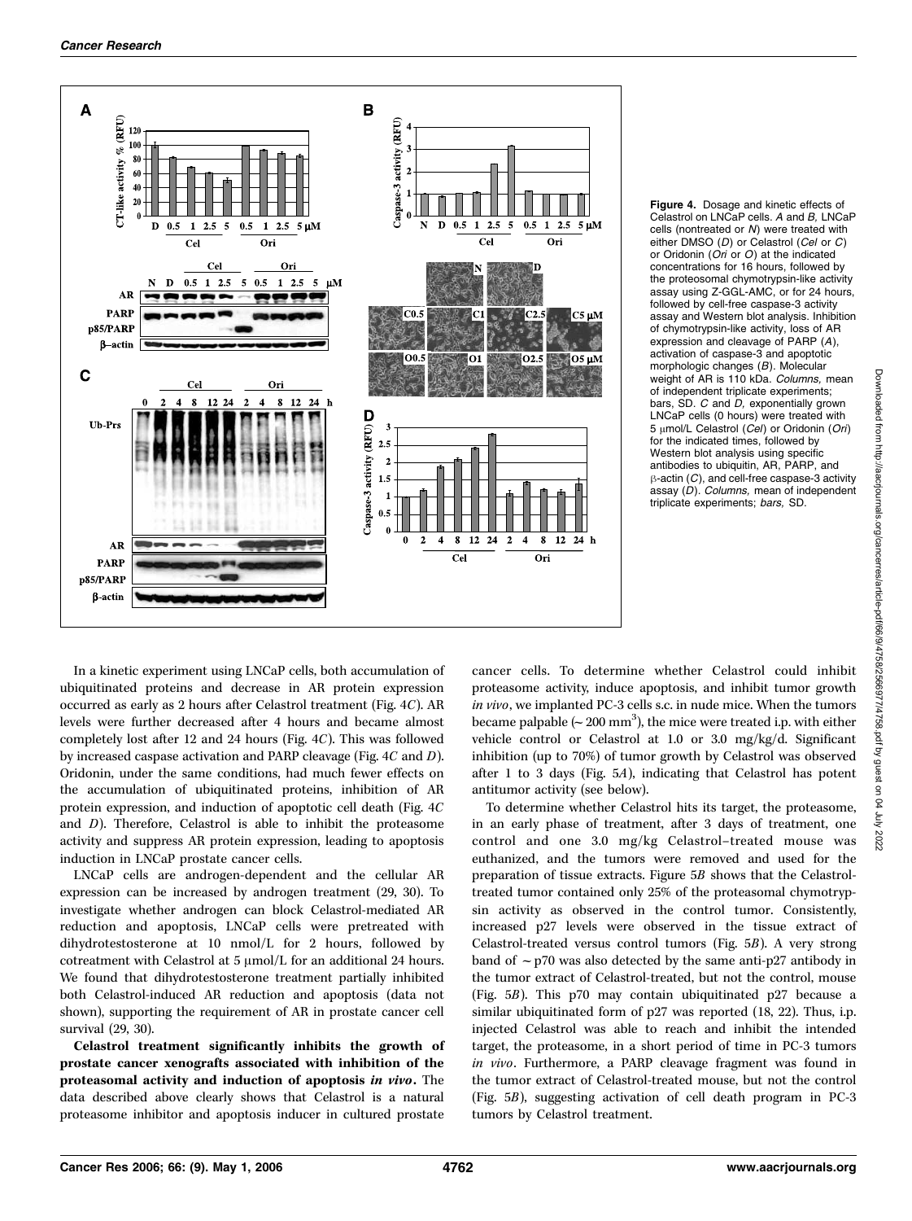**Figure 4.** Dosage and kinetic effects of Celastrol on LNCaP cells. *A* and *B,* LNCaP cells (nontreated or *N*) were treated with either DMSO (*D*) or Celastrol (*Cel* or *C*) or Oridonin (*Ori* or *O*) at the indicated concentrations for 16 hours, followed by the proteosomal chymotrypsin-like activity assay using Z-GGL-AMC, or for 24 hours, followed by cell-free caspase-3 activity assay and Western blot analysis. Inhibition of chymotrypsin-like activity, loss of AR expression and cleavage of PARP (*A*), activation of caspase-3 and apoptotic morphologic changes (*B*). Molecular weight of AR is 110 kDa. *Columns,* mean of independent triplicate experiments; bars, SD. *C* and *D,* exponentially grown LNCaP cells (0 hours) were treated with 5 μmol/L Celastrol (*Cel*) or Oridonin (*Ori*) for the indicated times, followed by Western blot analysis using specific antibodies to ubiquitin, AR, PARP, and β-actin (*C*), and cell-free caspase-3 activity assay (*D*). *Columns,* mean of independent triplicate experiments; *bars,* SD.

In a kinetic experiment using LNCaP cells, both accumulation of ubiquitinated proteins and decrease in AR protein expression occurred as early as 2 hours after Celastrol treatment (Fig. 4*C*). AR levels were further decreased after 4 hours and became almost completely lost after 12 and 24 hours (Fig. 4*C*). This was followed by increased caspase activation and PARP cleavage (Fig. 4*C* and *D*). Oridonin, under the same conditions, had much fewer effects on the accumulation of ubiquitinated proteins, inhibition of AR protein expression, and induction of apoptotic cell death (Fig. 4*C* and *D*). Therefore, Celastrol is able to inhibit the proteasome activity and suppress AR protein expression, leading to apoptosis induction in LNCaP prostate cancer cells.

LNCaP cells are androgen-dependent and the cellular AR expression can be increased by androgen treatment (29, 30). To investigate whether androgen can block Celastrol-mediated AR reduction and apoptosis, LNCaP cells were pretreated with dihydrotestosterone at 10 nmol/L for 2 hours, followed by cotreatment with Celastrol at 5 μmol/L for an additional 24 hours. We found that dihydrotestosterone treatment partially inhibited both Celastrol-induced AR reduction and apoptosis (data not shown), supporting the requirement of AR in prostate cancer cell survival (29, 30).

**Celastrol treatment significantly inhibits the growth of prostate cancer xenografts associated with inhibition of the proteasomal activity and induction of apoptosis *in vivo*.** The data described above clearly shows that Celastrol is a natural proteasome inhibitor and apoptosis inducer in cultured prostate cancer cells. To determine whether Celastrol could inhibit proteasome activity, induce apoptosis, and inhibit tumor growth *in vivo*, we implanted PC-3 cells s.c. in nude mice. When the tumors became palpable (~ 200 mm$^3$), the mice were treated i.p. with either vehicle control or Celastrol at 1.0 or 3.0 mg/kg/d. Significant inhibition (up to 70%) of tumor growth by Celastrol was observed after 1 to 3 days (Fig. 5*A*), indicating that Celastrol has potent antitumor activity (see below).

To determine whether Celastrol hits its target, the proteasome, in an early phase of treatment, after 3 days of treatment, one control and one 3.0 mg/kg Celastrol–treated mouse was euthanized, and the tumors were removed and used for the preparation of tissue extracts. Figure 5*B* shows that the Celastrol-treated tumor contained only 25% of the proteasomal chymotrypsin activity as observed in the control tumor. Consistently, increased p27 levels were observed in the tissue extract of Celastrol-treated versus control tumors (Fig. 5*B*). A very strong band of ~ p70 was also detected by the same anti-p27 antibody in the tumor extract of Celastrol-treated, but not the control, mouse (Fig. 5*B*). This p70 may contain ubiquitinated p27 because a similar ubiquitinated form of p27 was reported (18, 22). Thus, i.p. injected Celastrol was able to reach and inhibit the intended target, the proteasome, in a short period of time in PC-3 tumors *in vivo*. Furthermore, a PARP cleavage fragment was found in the tumor extract of Celastrol-treated mouse, but not the control (Fig. 5*B*), suggesting activation of cell death program in PC-3 tumors by Celastrol treatment.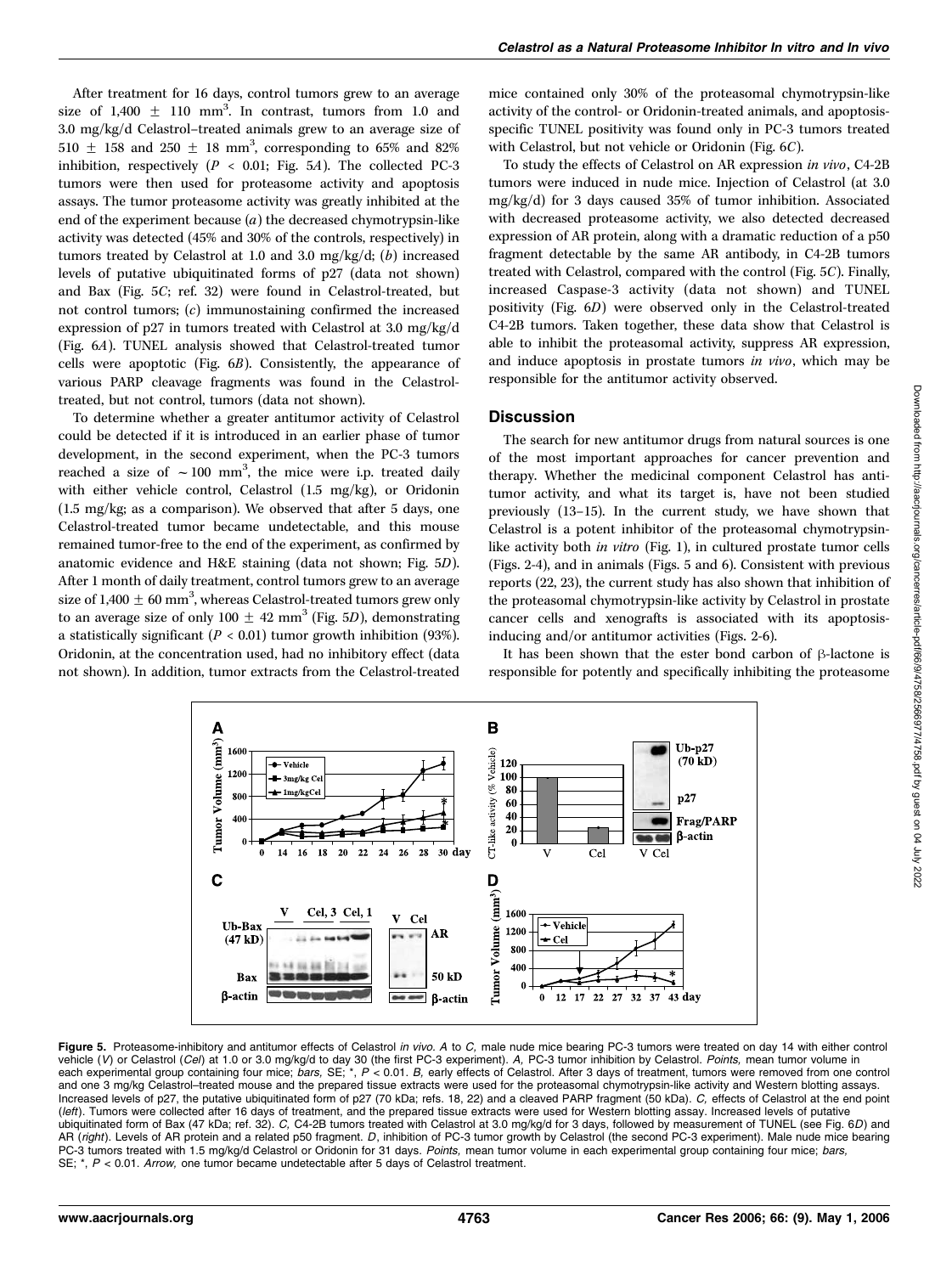After treatment for 16 days, control tumors grew to an average size of 1,400 ± 110 mm$^3$. In contrast, tumors from 1.0 and 3.0 mg/kg/d Celastrol–treated animals grew to an average size of 510 ± 158 and 250 ± 18 mm$^3$, corresponding to 65% and 82% inhibition, respectively ($P$ < 0.01; Fig. 5*A*). The collected PC-3 tumors were then used for proteasome activity and apoptosis assays. The tumor proteasome activity was greatly inhibited at the end of the experiment because (*a*) the decreased chymotrypsin-like activity was detected (45% and 30% of the controls, respectively) in tumors treated by Celastrol at 1.0 and 3.0 mg/kg/d; (*b*) increased levels of putative ubiquitinated forms of p27 (data not shown) and Bax (Fig. 5*C*; ref. 32) were found in Celastrol-treated, but not control tumors; (*c*) immunostaining confirmed the increased expression of p27 in tumors treated with Celastrol at 3.0 mg/kg/d (Fig. 6*A*). TUNEL analysis showed that Celastrol-treated tumor cells were apoptotic (Fig. 6*B*). Consistently, the appearance of various PARP cleavage fragments was found in the Celastrol-treated, but not control, tumors (data not shown).

To determine whether a greater antitumor activity of Celastrol could be detected if it is introduced in an earlier phase of tumor development, in the second experiment, when the PC-3 tumors reached a size of ~100 mm$^3$, the mice were i.p. treated daily with either vehicle control, Celastrol (1.5 mg/kg), or Oridonin (1.5 mg/kg; as a comparison). We observed that after 5 days, one Celastrol-treated tumor became undetectable, and this mouse remained tumor-free to the end of the experiment, as confirmed by anatomic evidence and H&E staining (data not shown; Fig. 5*D*). After 1 month of daily treatment, control tumors grew to an average size of 1,400 ± 60 mm$^3$, whereas Celastrol-treated tumors grew only to an average size of only 100 ± 42 mm$^3$ (Fig. 5*D*), demonstrating a statistically significant ($P$ < 0.01) tumor growth inhibition (93%). Oridonin, at the concentration used, had no inhibitory effect (data not shown). In addition, tumor extracts from the Celastrol-treated mice contained only 30% of the proteasomal chymotrypsin-like activity of the control- or Oridonin-treated animals, and apoptosis-specific TUNEL positivity was found only in PC-3 tumors treated with Celastrol, but not vehicle or Oridonin (Fig. 6*C*).

To study the effects of Celastrol on AR expression *in vivo*, C4-2B tumors were induced in nude mice. Injection of Celastrol (at 3.0 mg/kg/d) for 3 days caused 35% of tumor inhibition. Associated with decreased proteasome activity, we also detected decreased expression of AR protein, along with a dramatic reduction of a p50 fragment detectable by the same AR antibody, in C4-2B tumors treated with Celastrol, compared with the control (Fig. 5*C*). Finally, increased Caspase-3 activity (data not shown) and TUNEL positivity (Fig. 6*D*) were observed only in the Celastrol-treated C4-2B tumors. Taken together, these data show that Celastrol is able to inhibit the proteasomal activity, suppress AR expression, and induce apoptosis in prostate tumors *in vivo*, which may be responsible for the antitumor activity observed.

## Discussion

The search for new antitumor drugs from natural sources is one of the most important approaches for cancer prevention and therapy. Whether the medicinal component Celastrol has antitumor activity, and what its target is, have not been studied previously (13–15). In the current study, we have shown that Celastrol is a potent inhibitor of the proteasomal chymotrypsin-like activity both *in vitro* (Fig. 1), in cultured prostate tumor cells (Figs. 2-4), and in animals (Figs. 5 and 6). Consistent with previous reports (22, 23), the current study has also shown that inhibition of the proteasomal chymotrypsin-like activity by Celastrol in prostate cancer cells and xenografts is associated with its apoptosis-inducing and/or antitumor activities (Figs. 2-6).

It has been shown that the ester bond carbon of β-lactone is responsible for potently and specifically inhibiting the proteasome

**Figure 5.** Proteasome-inhibitory and antitumor effects of Celastrol *in vivo*. *A* to *C*, male nude mice bearing PC-3 tumors were treated on day 14 with either control vehicle (*V*) or Celastrol (*Cel*) at 1.0 or 3.0 mg/kg/d to day 30 (the first PC-3 experiment). *A*, PC-3 tumor inhibition by Celastrol. *Points,* mean tumor volume in each experimental group containing four mice; *bars,* SE; *, $P$ < 0.01. *B*, early effects of Celastrol. After 3 days of treatment, tumors were removed from one control and one 3 mg/kg Celastrol–treated mouse and the prepared tissue extracts were used for the proteasomal chymotrypsin-like activity and Western blotting assays. Increased levels of p27, the putative ubiquitinated form of p27 (70 kDa; refs. 18, 22) and a cleaved PARP fragment (50 kDa). *C*, effects of Celastrol at the end point (*left*). Tumors were collected after 16 days of treatment, and the prepared tissue extracts were used for Western blotting assay. Increased levels of putative ubiquitinated form of Bax (47 kDa; ref. 32). *C*, C4-2B tumors treated with Celastrol at 3.0 mg/kg/d for 3 days, followed by measurement of TUNEL (see Fig. 6*D*) and AR (*right*). Levels of AR protein and a related p50 fragment. *D*, inhibition of PC-3 tumor growth by Celastrol (the second PC-3 experiment). Male nude mice bearing PC-3 tumors treated with 1.5 mg/kg/d Celastrol or Oridonin for 31 days. *Points,* mean tumor volume in each experimental group containing four mice; *bars,* SE; *, $P$ < 0.01. *Arrow,* one tumor became undetectable after 5 days of Celastrol treatment.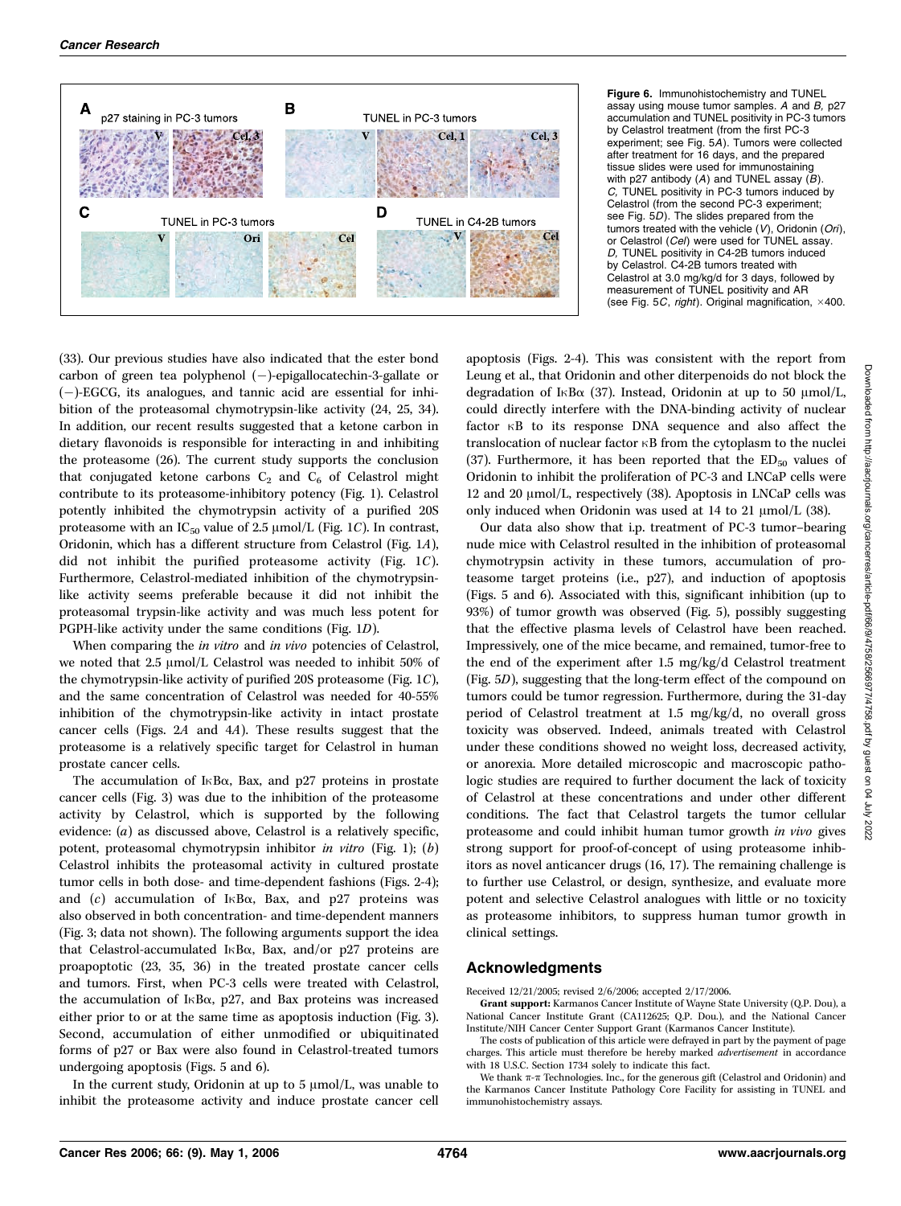**Figure 6.** Immunohistochemistry and TUNEL assay using mouse tumor samples. *A* and *B,* p27 accumulation and TUNEL positivity in PC-3 tumors by Celastrol treatment (from the first PC-3 experiment; see Fig. 5*A*). Tumors were collected after treatment for 16 days, and the prepared tissue slides were used for immunostaining with p27 antibody (*A*) and TUNEL assay (*B*). *C,* TUNEL positivity in PC-3 tumors induced by Celastrol (from the second PC-3 experiment; see Fig. 5*D*). The slides prepared from the tumors treated with the vehicle (*V*), Oridonin (*Ori*), or Celastrol (*Cel*) were used for TUNEL assay. *D,* TUNEL positivity in C4-2B tumors induced by Celastrol. C4-2B tumors treated with Celastrol at 3.0 mg/kg/d for 3 days, followed by measurement of TUNEL positivity and AR (see Fig. 5*C*, *right*). Original magnification, ×400.

(33). Our previous studies have also indicated that the ester bond carbon of green tea polyphenol (−)-epigallocatechin-3-gallate or (−)-EGCG, its analogues, and tannic acid are essential for inhibition of the proteasomal chymotrypsin-like activity (24, 25, 34). In addition, our recent results suggested that a ketone carbon in dietary flavonoids is responsible for interacting in and inhibiting the proteasome (26). The current study supports the conclusion that conjugated ketone carbons $C_2$ and $C_6$ of Celastrol might contribute to its proteasome-inhibitory potency (Fig. 1). Celastrol potently inhibited the chymotrypsin activity of a purified 20S proteasome with an $IC_{50}$ value of 2.5 μmol/L (Fig. 1*C*). In contrast, Oridonin, which has a different structure from Celastrol (Fig. 1*A*), did not inhibit the purified proteasome activity (Fig. 1*C*). Furthermore, Celastrol-mediated inhibition of the chymotrypsin-like activity seems preferable because it did not inhibit the proteasomal trypsin-like activity and was much less potent for PGPH-like activity under the same conditions (Fig. 1*D*).

When comparing the *in vitro* and *in vivo* potencies of Celastrol, we noted that 2.5 μmol/L Celastrol was needed to inhibit 50% of the chymotrypsin-like activity of purified 20S proteasome (Fig. 1*C*), and the same concentration of Celastrol was needed for 40-55% inhibition of the chymotrypsin-like activity in intact prostate cancer cells (Figs. 2*A* and 4*A*). These results suggest that the proteasome is a relatively specific target for Celastrol in human prostate cancer cells.

The accumulation of IκBα, Bax, and p27 proteins in prostate cancer cells (Fig. 3) was due to the inhibition of the proteasome activity by Celastrol, which is supported by the following evidence: (*a*) as discussed above, Celastrol is a relatively specific, potent, proteasomal chymotrypsin inhibitor *in vitro* (Fig. 1); (*b*) Celastrol inhibits the proteasomal activity in cultured prostate tumor cells in both dose- and time-dependent fashions (Figs. 2-4); and (*c*) accumulation of IκBα, Bax, and p27 proteins was also observed in both concentration- and time-dependent manners (Fig. 3; data not shown). The following arguments support the idea that Celastrol-accumulated IκBα, Bax, and/or p27 proteins are proapoptotic (23, 35, 36) in the treated prostate cancer cells and tumors. First, when PC-3 cells were treated with Celastrol, the accumulation of IκBα, p27, and Bax proteins was increased either prior to or at the same time as apoptosis induction (Fig. 3). Second, accumulation of either unmodified or ubiquitinated forms of p27 or Bax were also found in Celastrol-treated tumors undergoing apoptosis (Figs. 5 and 6).

In the current study, Oridonin at up to 5 μmol/L, was unable to inhibit the proteasome activity and induce prostate cancer cell apoptosis (Figs. 2-4). This was consistent with the report from Leung et al., that Oridonin and other diterpenoids do not block the degradation of IκBα (37). Instead, Oridonin at up to 50 μmol/L, could directly interfere with the DNA-binding activity of nuclear factor κB to its response DNA sequence and also affect the translocation of nuclear factor κB from the cytoplasm to the nuclei (37). Furthermore, it has been reported that the $ED_{50}$ values of Oridonin to inhibit the proliferation of PC-3 and LNCaP cells were 12 and 20 μmol/L, respectively (38). Apoptosis in LNCaP cells was only induced when Oridonin was used at 14 to 21 μmol/L (38).

Our data also show that i.p. treatment of PC-3 tumor–bearing nude mice with Celastrol resulted in the inhibition of proteasomal chymotrypsin activity in these tumors, accumulation of proteasome target proteins (i.e., p27), and induction of apoptosis (Figs. 5 and 6). Associated with this, significant inhibition (up to 93%) of tumor growth was observed (Fig. 5), possibly suggesting that the effective plasma levels of Celastrol have been reached. Impressively, one of the mice became, and remained, tumor-free to the end of the experiment after 1.5 mg/kg/d Celastrol treatment (Fig. 5*D*), suggesting that the long-term effect of the compound on tumors could be tumor regression. Furthermore, during the 31-day period of Celastrol treatment at 1.5 mg/kg/d, no overall gross toxicity was observed. Indeed, animals treated with Celastrol under these conditions showed no weight loss, decreased activity, or anorexia. More detailed microscopic and macroscopic pathologic studies are required to further document the lack of toxicity of Celastrol at these concentrations and under other different conditions. The fact that Celastrol targets the tumor cellular proteasome and could inhibit human tumor growth *in vivo* gives strong support for proof-of-concept of using proteasome inhibitors as novel anticancer drugs (16, 17). The remaining challenge is to further use Celastrol, or design, synthesize, and evaluate more potent and selective Celastrol analogues with little or no toxicity as proteasome inhibitors, to suppress human tumor growth in clinical settings.

## Acknowledgments

Received 12/21/2005; revised 2/6/2006; accepted 2/17/2006.

**Grant support:** Karmanos Cancer Institute of Wayne State University (Q.P. Dou), a National Cancer Institute Grant (CA112625; Q.P. Dou.), and the National Cancer Institute/NIH Cancer Center Support Grant (Karmanos Cancer Institute).

The costs of publication of this article were defrayed in part by the payment of page charges. This article must therefore be hereby marked *advertisement* in accordance with 18 U.S.C. Section 1734 solely to indicate this fact.

We thank π-π Technologies. Inc., for the generous gift (Celastrol and Oridonin) and the Karmanos Cancer Institute Pathology Core Facility for assisting in TUNEL and immunohistochemistry assays.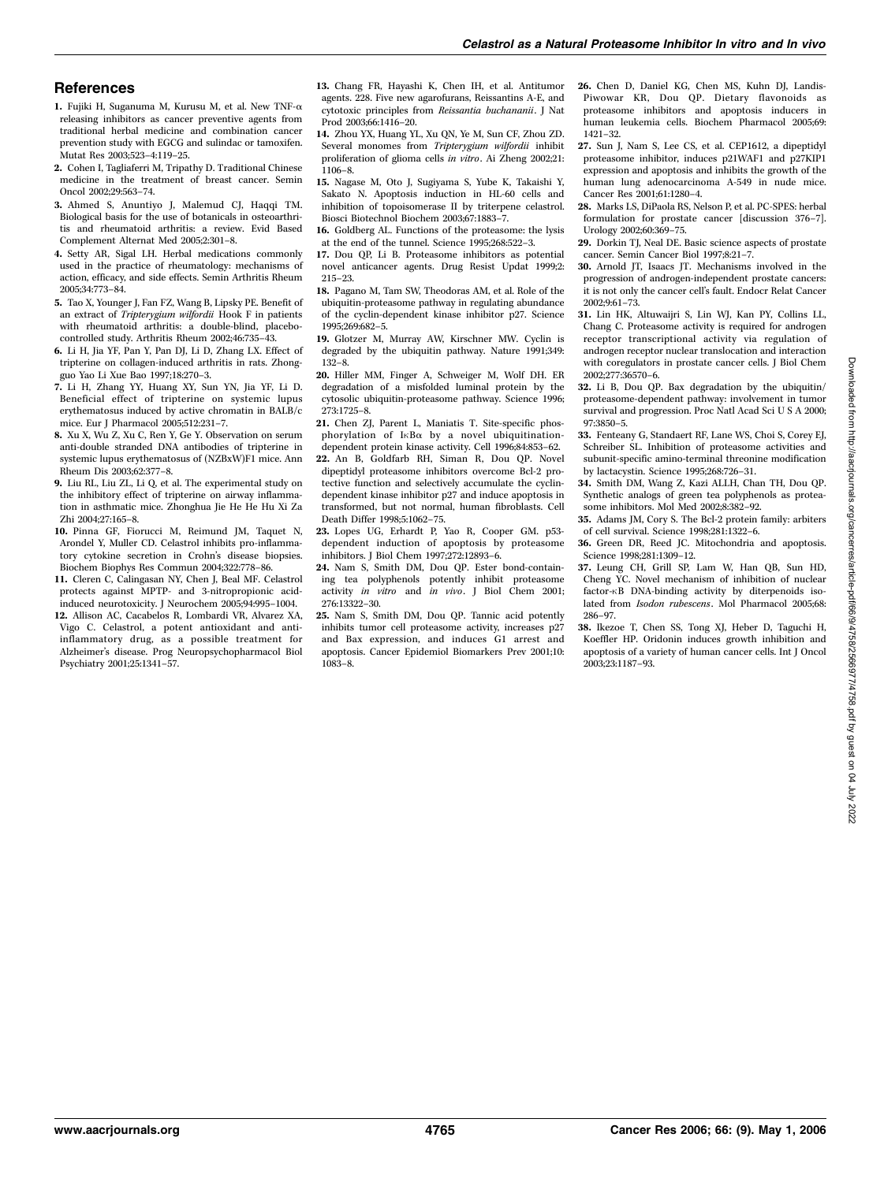## References

1. Fujiki H, Suganuma M, Kurusu M, et al. New TNF-α releasing inhibitors as cancer preventive agents from traditional herbal medicine and combination cancer prevention study with EGCG and sulindac or tamoxifen. Mutat Res 2003;523–4:119–25.
2. Cohen I, Tagliaferri M, Tripathy D. Traditional Chinese medicine in the treatment of breast cancer. Semin Oncol 2002;29:563–74.
3. Ahmed S, Anuntiyo J, Malemud CJ, Haqqi TM. Biological basis for the use of botanicals in osteoarthritis and rheumatoid arthritis: a review. Evid Based Complement Alternat Med 2005;2:301–8.
4. Setty AR, Sigal LH. Herbal medications commonly used in the practice of rheumatology: mechanisms of action, efficacy, and side effects. Semin Arthritis Rheum 2005;34:773–84.
5. Tao X, Younger J, Fan FZ, Wang B, Lipsky PE. Benefit of an extract of *Tripterygium wilfordii* Hook F in patients with rheumatoid arthritis: a double-blind, placebo-controlled study. Arthritis Rheum 2002;46:735–43.
6. Li H, Jia YF, Pan Y, Pan DJ, Li D, Zhang LX. Effect of tripterine on collagen-induced arthritis in rats. Zhongguo Yao Li Xue Bao 1997;18:270–3.
7. Li H, Zhang YY, Huang XY, Sun YN, Jia YF, Li D. Beneficial effect of tripterine on systemic lupus erythematosus induced by active chromatin in BALB/c mice. Eur J Pharmacol 2005;512:231–7.
8. Xu X, Wu Z, Xu C, Ren Y, Ge Y. Observation on serum anti-double stranded DNA antibodies of tripterine in systemic lupus erythematosus of (NZBxW)F1 mice. Ann Rheum Dis 2003;62:377–8.
9. Liu RL, Liu ZL, Li Q, et al. The experimental study on the inhibitory effect of tripterine on airway inflammation in asthmatic mice. Zhonghua Jie He He Hu Xi Za Zhi 2004;27:165–8.
10. Pinna GF, Fiorucci M, Reimund JM, Taquet N, Arondel Y, Muller CD. Celastrol inhibits pro-inflammatory cytokine secretion in Crohn's disease biopsies. Biochem Biophys Res Commun 2004;322:778–86.
11. Cleren C, Calingasan NY, Chen J, Beal MF. Celastrol protects against MPTP- and 3-nitropropionic acid-induced neurotoxicity. J Neurochem 2005;94:995–1004.
12. Allison AC, Cacabelos R, Lombardi VR, Alvarez XA, Vigo C. Celastrol, a potent antioxidant and anti-inflammatory drug, as a possible treatment for Alzheimer's disease. Prog Neuropsychopharmacol Biol Psychiatry 2001;25:1341–57.
13. Chang FR, Hayashi K, Chen IH, et al. Antitumor agents. 228. Five new agarofurans, Reissantins A-E, and cytotoxic principles from *Reissantia buchananii*. J Nat Prod 2003;66:1416–20.
14. Zhou YX, Huang YL, Xu QN, Ye M, Sun CF, Zhou ZD. Several monomes from *Tripterygium wilfordii* inhibit proliferation of glioma cells *in vitro*. Ai Zheng 2002;21:1106–8.
15. Nagase M, Oto J, Sugiyama S, Yube K, Takaishi Y, Sakato N. Apoptosis induction in HL-60 cells and inhibition of topoisomerase II by triterpene celastrol. Biosci Biotechnol Biochem 2003;67:1883–7.
16. Goldberg AL. Functions of the proteasome: the lysis at the end of the tunnel. Science 1995;268:522–3.
17. Dou QP, Li B. Proteasome inhibitors as potential novel anticancer agents. Drug Resist Updat 1999;2:215–23.
18. Pagano M, Tam SW, Theodoras AM, et al. Role of the ubiquitin-proteasome pathway in regulating abundance of the cyclin-dependent kinase inhibitor p27. Science 1995;269:682–5.
19. Glotzer M, Murray AW, Kirschner MW. Cyclin is degraded by the ubiquitin pathway. Nature 1991;349:132–8.
20. Hiller MM, Finger A, Schweiger M, Wolf DH. ER degradation of a misfolded luminal protein by the cytosolic ubiquitin-proteasome pathway. Science 1996;273:1725–8.
21. Chen ZJ, Parent L, Maniatis T. Site-specific phosphorylation of IκBα by a novel ubiquitination-dependent protein kinase activity. Cell 1996;84:853–62.
22. An B, Goldfarb RH, Siman R, Dou QP. Novel dipeptidyl proteasome inhibitors overcome Bcl-2 protective function and selectively accumulate the cyclin-dependent kinase inhibitor p27 and induce apoptosis in transformed, but not normal, human fibroblasts. Cell Death Differ 1998;5:1062–75.
23. Lopes UG, Erhardt P, Yao R, Cooper GM. p53-dependent induction of apoptosis by proteasome inhibitors. J Biol Chem 1997;272:12893–6.
24. Nam S, Smith DM, Dou QP. Ester bond-containing tea polyphenols potently inhibit proteasome activity *in vitro* and *in vivo*. J Biol Chem 2001;276:13322–30.
25. Nam S, Smith DM, Dou QP. Tannic acid potently inhibits tumor cell proteasome activity, increases p27 and Bax expression, and induces G1 arrest and apoptosis. Cancer Epidemiol Biomarkers Prev 2001;10:1083–8.
26. Chen D, Daniel KG, Chen MS, Kuhn DJ, Landis-Piwowar KR, Dou QP. Dietary flavonoids as proteasome inhibitors and apoptosis inducers in human leukemia cells. Biochem Pharmacol 2005;69:1421–32.
27. Sun J, Nam S, Lee CS, et al. CEP1612, a dipeptidyl proteasome inhibitor, induces p21WAF1 and p27KIP1 expression and apoptosis and inhibits the growth of the human lung adenocarcinoma A-549 in nude mice. Cancer Res 2001;61:1280–4.
28. Marks LS, DiPaola RS, Nelson P, et al. PC-SPES: herbal formulation for prostate cancer [discussion 376–7]. Urology 2002;60:369–75.
29. Dorkin TJ, Neal DE. Basic science aspects of prostate cancer. Semin Cancer Biol 1997;8:21–7.
30. Arnold JT, Isaacs JT. Mechanisms involved in the progression of androgen-independent prostate cancers: it is not only the cancer cell's fault. Endocr Relat Cancer 2002;9:61–73.
31. Lin HK, Altuwaijri S, Lin WJ, Kan PY, Collins LL, Chang C. Proteasome activity is required for androgen receptor transcriptional activity via regulation of androgen receptor nuclear translocation and interaction with coregulators in prostate cancer cells. J Biol Chem 2002;277:36570–6.
32. Li B, Dou QP. Bax degradation by the ubiquitin/proteasome-dependent pathway: involvement in tumor survival and progression. Proc Natl Acad Sci U S A 2000;97:3850–5.
33. Fenteany G, Standaert RF, Lane WS, Choi S, Corey EJ, Schreiber SL. Inhibition of proteasome activities and subunit-specific amino-terminal threonine modification by lactacystin. Science 1995;268:726–31.
34. Smith DM, Wang Z, Kazi ALLH, Chan TH, Dou QP. Synthetic analogs of green tea polyphenols as proteasome inhibitors. Mol Med 2002;8:382–92.
35. Adams JM, Cory S. The Bcl-2 protein family: arbiters of cell survival. Science 1998;281:1322–6.
36. Green DR, Reed JC. Mitochondria and apoptosis. Science 1998;281:1309–12.
37. Leung CH, Grill SP, Lam W, Han QB, Sun HD, Cheng YC. Novel mechanism of inhibition of nuclear factor-κB DNA-binding activity by diterpenoids isolated from *Isodon rubescens*. Mol Pharmacol 2005;68:286–97.
38. Ikezoe T, Chen SS, Tong XJ, Heber D, Taguchi H, Koeffler HP. Oridonin induces growth inhibition and apoptosis of a variety of human cancer cells. Int J Oncol 2003;23:1187–93.